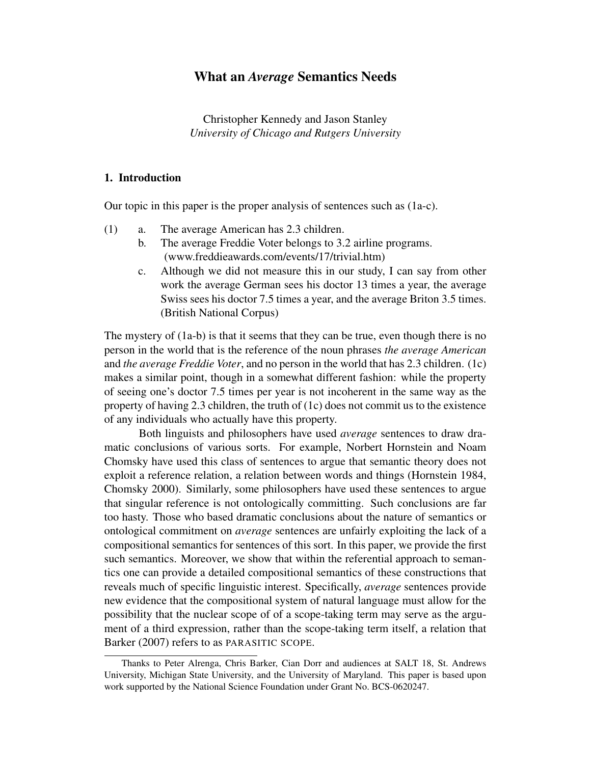# What an *Average* Semantics Needs

Christopher Kennedy and Jason Stanley
*University of Chicago and Rutgers University*

## 1. Introduction

Our topic in this paper is the proper analysis of sentences such as (1a-c).

(1)
   a. The average American has 2.3 children.
   b. The average Freddie Voter belongs to 3.2 airline programs. (www.freddieawards.com/events/17/trivial.htm)
   c. Although we did not measure this in our study, I can say from other work the average German sees his doctor 13 times a year, the average Swiss sees his doctor 7.5 times a year, and the average Briton 3.5 times. (British National Corpus)

The mystery of (1a-b) is that it seems that they can be true, even though there is no person in the world that is the reference of the noun phrases *the average American* and *the average Freddie Voter*, and no person in the world that has 2.3 children. (1c) makes a similar point, though in a somewhat different fashion: while the property of seeing one's doctor 7.5 times per year is not incoherent in the same way as the property of having 2.3 children, the truth of (1c) does not commit us to the existence of any individuals who actually have this property.

Both linguists and philosophers have used *average* sentences to draw dramatic conclusions of various sorts. For example, Norbert Hornstein and Noam Chomsky have used this class of sentences to argue that semantic theory does not exploit a reference relation, a relation between words and things (Hornstein 1984, Chomsky 2000). Similarly, some philosophers have used these sentences to argue that singular reference is not ontologically committing. Such conclusions are far too hasty. Those who based dramatic conclusions about the nature of semantics or ontological commitment on *average* sentences are unfairly exploiting the lack of a compositional semantics for sentences of this sort. In this paper, we provide the first such semantics. Moreover, we show that within the referential approach to semantics one can provide a detailed compositional semantics of these constructions that reveals much of specific linguistic interest. Specifically, *average* sentences provide new evidence that the compositional system of natural language must allow for the possibility that the nuclear scope of of a scope-taking term may serve as the argument of a third expression, rather than the scope-taking term itself, a relation that Barker (2007) refers to as PARASITIC SCOPE.

Thanks to Peter Alrenga, Chris Barker, Cian Dorr and audiences at SALT 18, St. Andrews University, Michigan State University, and the University of Maryland. This paper is based upon work supported by the National Science Foundation under Grant No. BCS-0620247.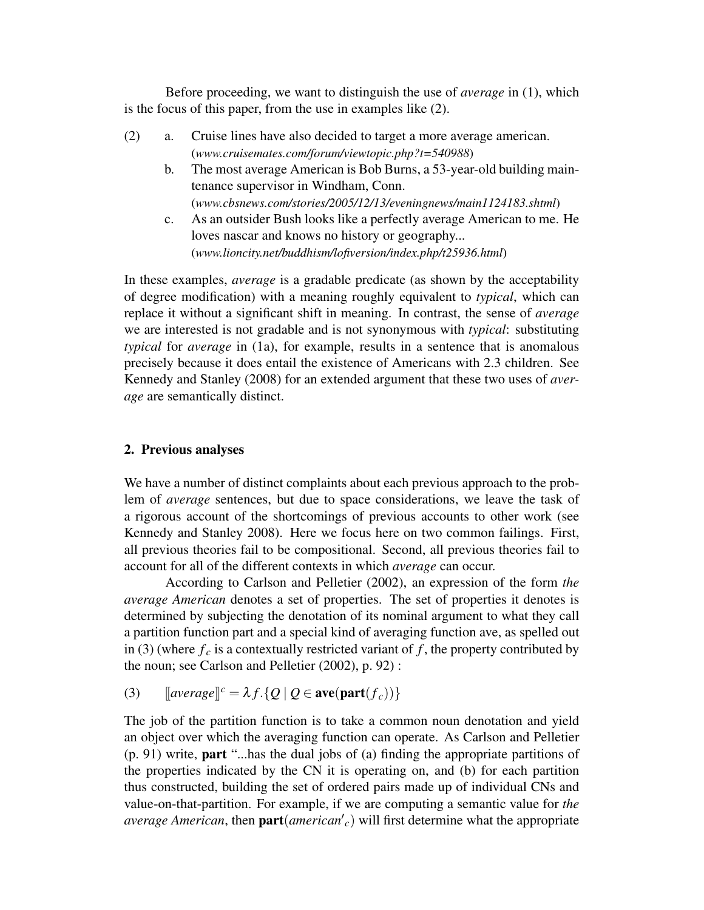Before proceeding, we want to distinguish the use of *average* in (1), which is the focus of this paper, from the use in examples like (2).

(2) a. Cruise lines have also decided to target a more average american. (*www.cruisemates.com/forum/viewtopic.php?t=540988*)

b. The most average American is Bob Burns, a 53-year-old building maintenance supervisor in Windham, Conn. (*www.cbsnews.com/stories/2005/12/13/eveningnews/main1124183.shtml*)

c. As an outsider Bush looks like a perfectly average American to me. He loves nascar and knows no history or geography... (*www.lioncity.net/buddhism/lofiversion/index.php/t25936.html*)

In these examples, *average* is a gradable predicate (as shown by the acceptability of degree modification) with a meaning roughly equivalent to *typical*, which can replace it without a significant shift in meaning. In contrast, the sense of *average* we are interested is not gradable and is not synonymous with *typical*: substituting *typical* for *average* in (1a), for example, results in a sentence that is anomalous precisely because it does entail the existence of Americans with 2.3 children. See Kennedy and Stanley (2008) for an extended argument that these two uses of *average* are semantically distinct.

## 2. Previous analyses

We have a number of distinct complaints about each previous approach to the problem of *average* sentences, but due to space considerations, we leave the task of a rigorous account of the shortcomings of previous accounts to other work (see Kennedy and Stanley 2008). Here we focus here on two common failings. First, all previous theories fail to be compositional. Second, all previous theories fail to account for all of the different contexts in which *average* can occur.

According to Carlson and Pelletier (2002), an expression of the form *the average American* denotes a set of properties. The set of properties it denotes is determined by subjecting the denotation of its nominal argument to what they call a partition function part and a special kind of averaging function ave, as spelled out in (3) (where $f_c$ is a contextually restricted variant of $f$, the property contributed by the noun; see Carlson and Pelletier (2002), p. 92) :

(3) $[\![average]\!]^c = \lambda f.\{Q \mid Q \in \mathbf{ave}(\mathbf{part}(f_c))\}$

The job of the partition function is to take a common noun denotation and yield an object over which the averaging function can operate. As Carlson and Pelletier (p. 91) write, **part** "...has the dual jobs of (a) finding the appropriate partitions of the properties indicated by the CN it is operating on, and (b) for each partition thus constructed, building the set of ordered pairs made up of individual CNs and value-on-that-partition. For example, if we are computing a semantic value for *the average American*, then $\mathbf{part}(american'_c)$ will first determine what the appropriate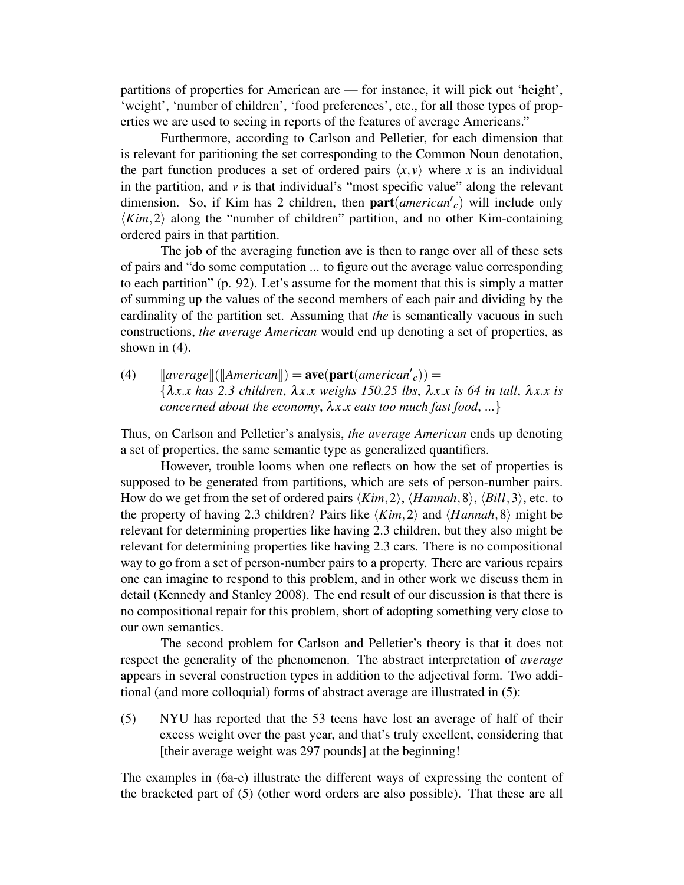partitions of properties for American are — for instance, it will pick out 'height', 'weight', 'number of children', 'food preferences', etc., for all those types of properties we are used to seeing in reports of the features of average Americans."

Furthermore, according to Carlson and Pelletier, for each dimension that is relevant for paritioning the set corresponding to the Common Noun denotation, the part function produces a set of ordered pairs $\langle x, v \rangle$ where $x$ is an individual in the partition, and $v$ is that individual's "most specific value" along the relevant dimension. So, if Kim has 2 children, then $\mathbf{part}(american'_c)$ will include only $\langle Kim, 2 \rangle$ along the "number of children" partition, and no other Kim-containing ordered pairs in that partition.

The job of the averaging function ave is then to range over all of these sets of pairs and "do some computation ... to figure out the average value corresponding to each partition" (p. 92). Let's assume for the moment that this is simply a matter of summing up the values of the second members of each pair and dividing by the cardinality of the partition set. Assuming that *the* is semantically vacuous in such constructions, *the average American* would end up denoting a set of properties, as shown in (4).

(4) $[\![average]\!]([\![American]\!]) = \mathbf{ave}(\mathbf{part}(american'_c)) =$
$\{\lambda x.x$ *has 2.3 children*, $\lambda x.x$ *weighs 150.25 lbs*, $\lambda x.x$ *is 64 in tall*, $\lambda x.x$ *is concerned about the economy*, $\lambda x.x$ *eats too much fast food*, ...$\}$

Thus, on Carlson and Pelletier's analysis, *the average American* ends up denoting a set of properties, the same semantic type as generalized quantifiers.

However, trouble looms when one reflects on how the set of properties is supposed to be generated from partitions, which are sets of person-number pairs. How do we get from the set of ordered pairs $\langle Kim, 2 \rangle$, $\langle Hannah, 8 \rangle$, $\langle Bill, 3 \rangle$, etc. to the property of having 2.3 children? Pairs like $\langle Kim, 2 \rangle$ and $\langle Hannah, 8 \rangle$ might be relevant for determining properties like having 2.3 children, but they also might be relevant for determining properties like having 2.3 cars. There is no compositional way to go from a set of person-number pairs to a property. There are various repairs one can imagine to respond to this problem, and in other work we discuss them in detail (Kennedy and Stanley 2008). The end result of our discussion is that there is no compositional repair for this problem, short of adopting something very close to our own semantics.

The second problem for Carlson and Pelletier's theory is that it does not respect the generality of the phenomenon. The abstract interpretation of *average* appears in several construction types in addition to the adjectival form. Two additional (and more colloquial) forms of abstract average are illustrated in (5):

(5) NYU has reported that the 53 teens have lost an average of half of their excess weight over the past year, and that's truly excellent, considering that [their average weight was 297 pounds] at the beginning!

The examples in (6a-e) illustrate the different ways of expressing the content of the bracketed part of (5) (other word orders are also possible). That these are all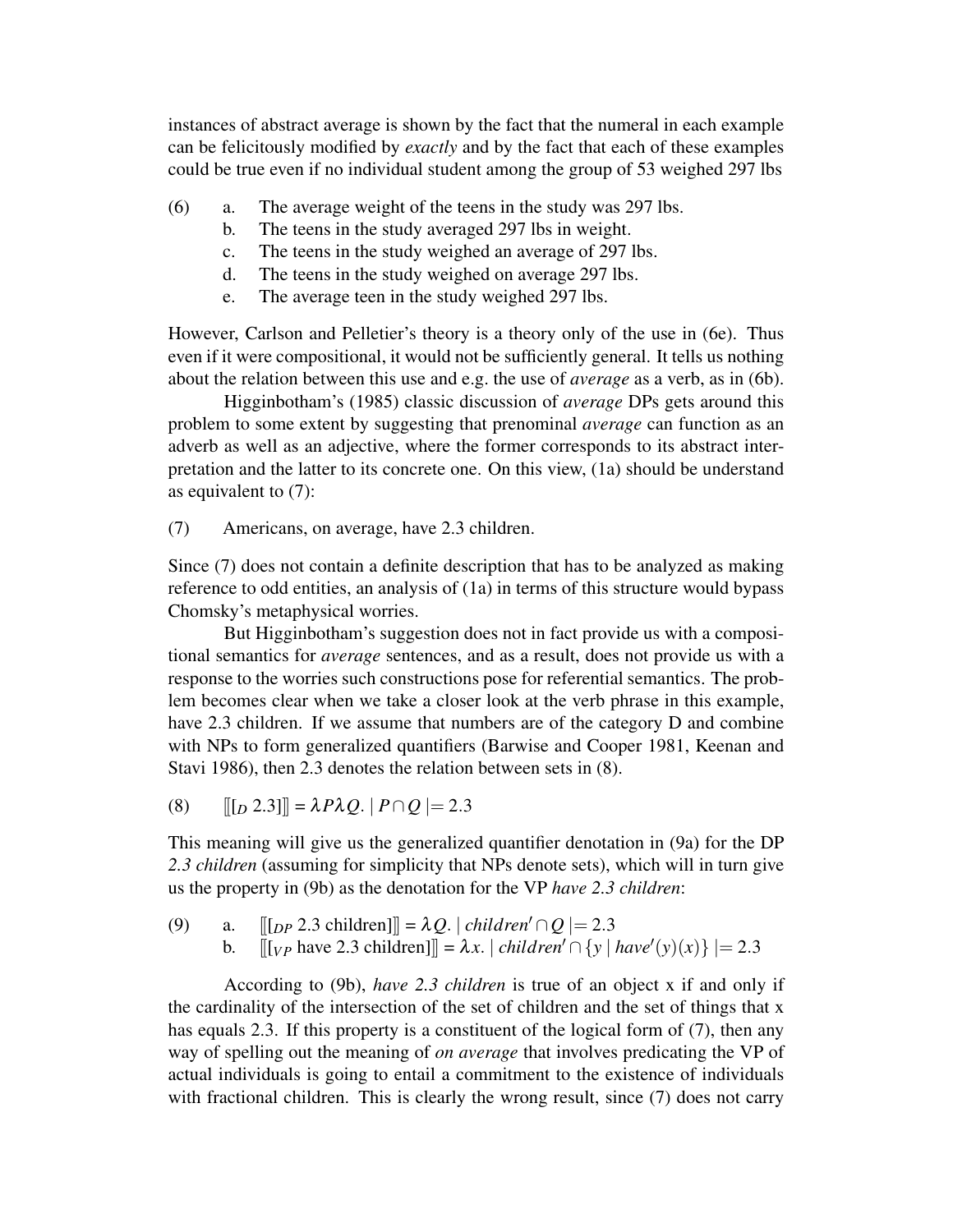instances of abstract average is shown by the fact that the numeral in each example can be felicitously modified by *exactly* and by the fact that each of these examples could be true even if no individual student among the group of 53 weighed 297 lbs

(6) a. The average weight of the teens in the study was 297 lbs.
 b. The teens in the study averaged 297 lbs in weight.
 c. The teens in the study weighed an average of 297 lbs.
 d. The teens in the study weighed on average 297 lbs.
 e. The average teen in the study weighed 297 lbs.

However, Carlson and Pelletier's theory is a theory only of the use in (6e). Thus even if it were compositional, it would not be sufficiently general. It tells us nothing about the relation between this use and e.g. the use of *average* as a verb, as in (6b).

Higginbotham's (1985) classic discussion of *average* DPs gets around this problem to some extent by suggesting that prenominal *average* can function as an adverb as well as an adjective, where the former corresponds to its abstract interpretation and the latter to its concrete one. On this view, (1a) should be understand as equivalent to (7):

(7) Americans, on average, have 2.3 children.

Since (7) does not contain a definite description that has to be analyzed as making reference to odd entities, an analysis of (1a) in terms of this structure would bypass Chomsky's metaphysical worries.

But Higginbotham's suggestion does not in fact provide us with a compositional semantics for *average* sentences, and as a result, does not provide us with a response to the worries such constructions pose for referential semantics. The problem becomes clear when we take a closer look at the verb phrase in this example, have 2.3 children. If we assume that numbers are of the category D and combine with NPs to form generalized quantifiers (Barwise and Cooper 1981, Keenan and Stavi 1986), then 2.3 denotes the relation between sets in (8).

(8) $[\![[_D\ 2.3]]\!] = \lambda P \lambda Q.\ | P \cap Q | = 2.3$

This meaning will give us the generalized quantifier denotation in (9a) for the DP *2.3 children* (assuming for simplicity that NPs denote sets), which will in turn give us the property in (9b) as the denotation for the VP *have 2.3 children*:

(9) a. $[\![[_{DP}\ 2.3\ \text{children}]]\!] = \lambda Q.\ | \mathit{children}' \cap Q | = 2.3$
 b. $[\![[_{VP}\ \text{have}\ 2.3\ \text{children}]]\!] = \lambda x.\ | \mathit{children}' \cap \{y \mid \mathit{have}'(y)(x)\} | = 2.3$

According to (9b), *have 2.3 children* is true of an object x if and only if the cardinality of the intersection of the set of children and the set of things that x has equals 2.3. If this property is a constituent of the logical form of (7), then any way of spelling out the meaning of *on average* that involves predicating the VP of actual individuals is going to entail a commitment to the existence of individuals with fractional children. This is clearly the wrong result, since (7) does not carry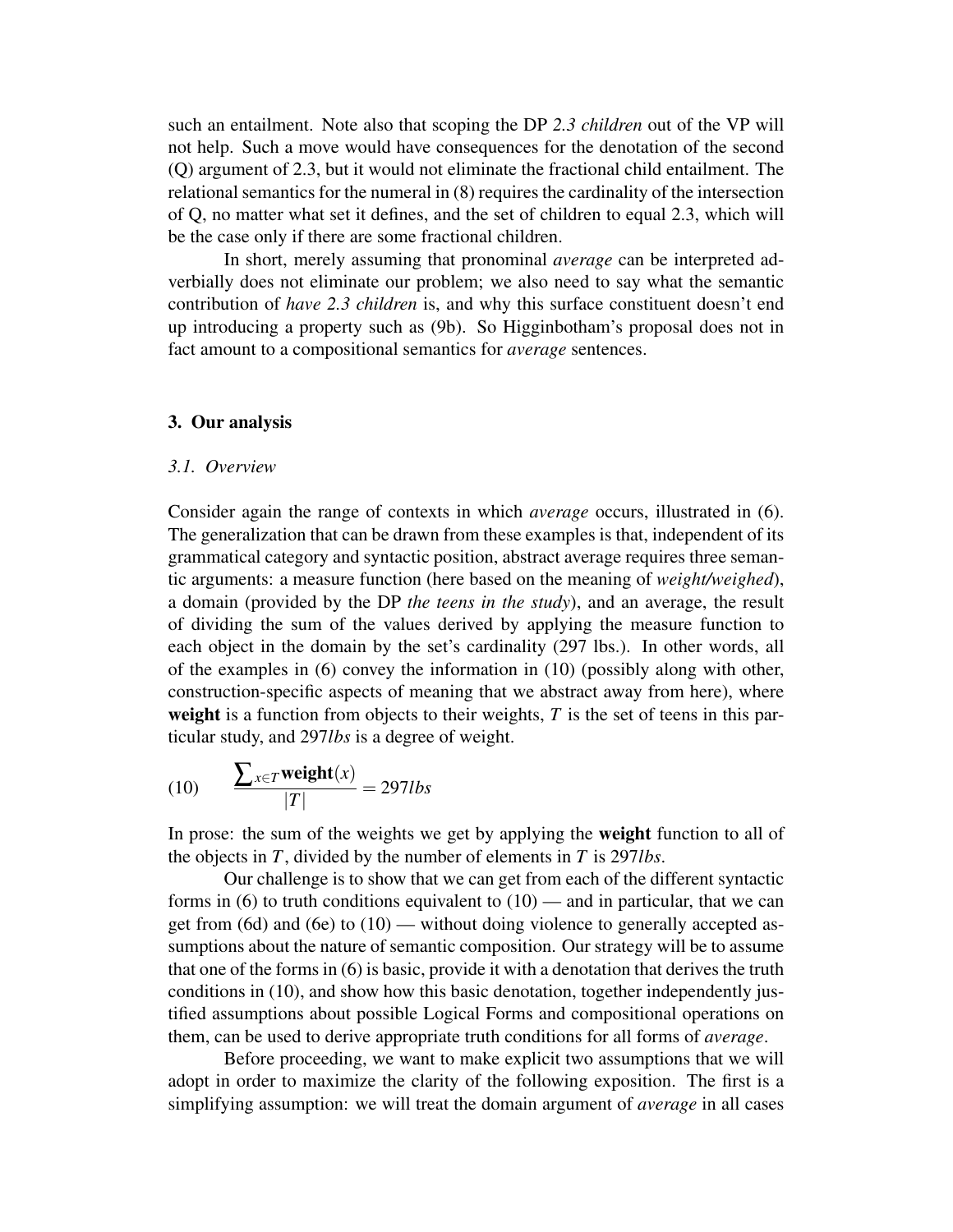such an entailment. Note also that scoping the DP *2.3 children* out of the VP will not help. Such a move would have consequences for the denotation of the second (Q) argument of 2.3, but it would not eliminate the fractional child entailment. The relational semantics for the numeral in (8) requires the cardinality of the intersection of Q, no matter what set it defines, and the set of children to equal 2.3, which will be the case only if there are some fractional children.

In short, merely assuming that pronominal *average* can be interpreted adverbially does not eliminate our problem; we also need to say what the semantic contribution of *have 2.3 children* is, and why this surface constituent doesn't end up introducing a property such as (9b). So Higginbotham's proposal does not in fact amount to a compositional semantics for *average* sentences.

## 3. Our analysis

### *3.1. Overview*

Consider again the range of contexts in which *average* occurs, illustrated in (6). The generalization that can be drawn from these examples is that, independent of its grammatical category and syntactic position, abstract average requires three semantic arguments: a measure function (here based on the meaning of *weight/weighed*), a domain (provided by the DP *the teens in the study*), and an average, the result of dividing the sum of the values derived by applying the measure function to each object in the domain by the set's cardinality (297 lbs.). In other words, all of the examples in (6) convey the information in (10) (possibly along with other, construction-specific aspects of meaning that we abstract away from here), where **weight** is a function from objects to their weights, $T$ is the set of teens in this particular study, and $297lbs$ is a degree of weight.

$$\text{(10)} \qquad \frac{\sum_{x \in T} \textbf{weight}(x)}{|T|} = 297lbs$$

In prose: the sum of the weights we get by applying the **weight** function to all of the objects in $T$, divided by the number of elements in $T$ is $297lbs$.

Our challenge is to show that we can get from each of the different syntactic forms in (6) to truth conditions equivalent to (10) — and in particular, that we can get from (6d) and (6e) to (10) — without doing violence to generally accepted assumptions about the nature of semantic composition. Our strategy will be to assume that one of the forms in (6) is basic, provide it with a denotation that derives the truth conditions in (10), and show how this basic denotation, together independently justified assumptions about possible Logical Forms and compositional operations on them, can be used to derive appropriate truth conditions for all forms of *average*.

Before proceeding, we want to make explicit two assumptions that we will adopt in order to maximize the clarity of the following exposition. The first is a simplifying assumption: we will treat the domain argument of *average* in all cases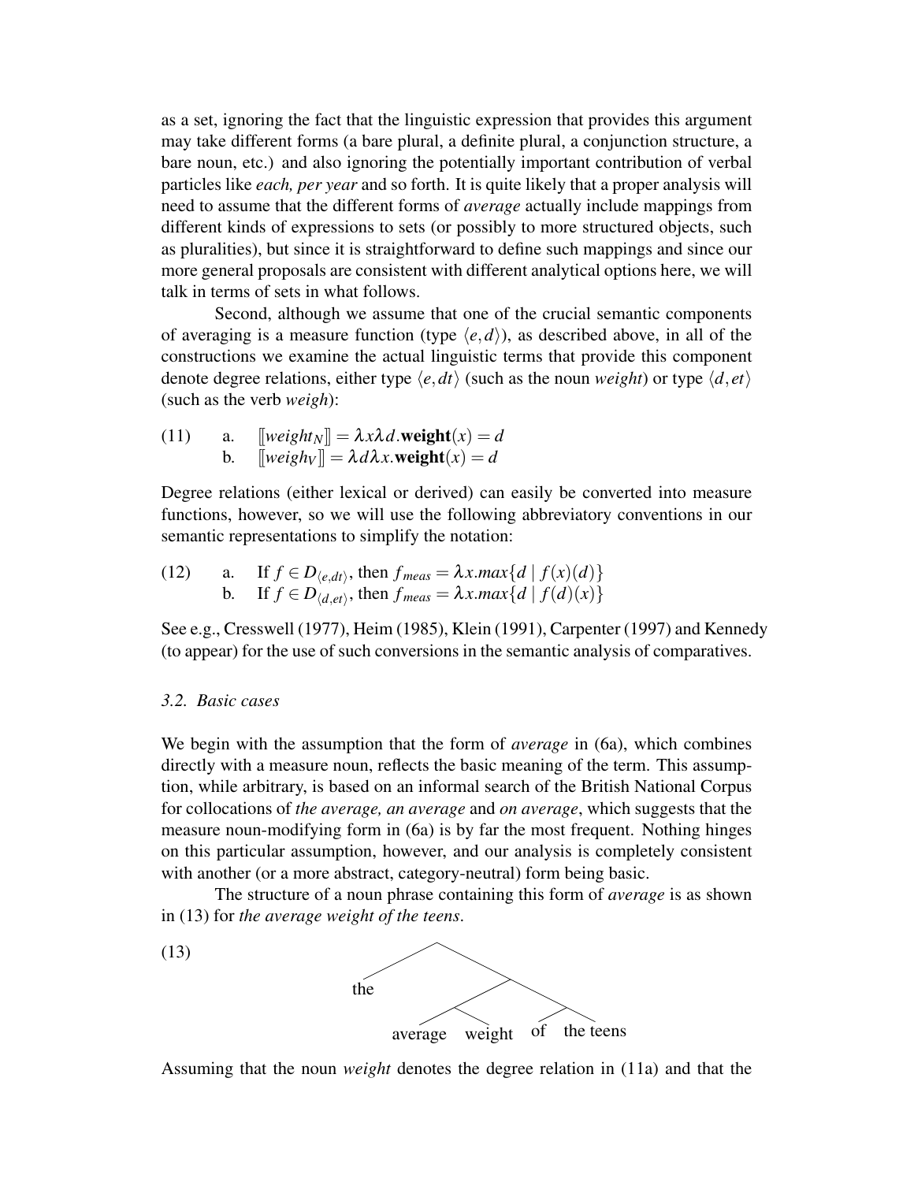as a set, ignoring the fact that the linguistic expression that provides this argument may take different forms (a bare plural, a definite plural, a conjunction structure, a bare noun, etc.) and also ignoring the potentially important contribution of verbal particles like *each, per year* and so forth. It is quite likely that a proper analysis will need to assume that the different forms of *average* actually include mappings from different kinds of expressions to sets (or possibly to more structured objects, such as pluralities), but since it is straightforward to define such mappings and since our more general proposals are consistent with different analytical options here, we will talk in terms of sets in what follows.

Second, although we assume that one of the crucial semantic components of averaging is a measure function (type $\langle e, d \rangle$), as described above, in all of the constructions we examine the actual linguistic terms that provide this component denote degree relations, either type $\langle e, dt \rangle$ (such as the noun *weight*) or type $\langle d, et \rangle$ (such as the verb *weigh*):

(11) a. $[\![weight_N]\!] = \lambda x \lambda d.\mathbf{weight}(x) = d$
b. $[\![weigh_V]\!] = \lambda d \lambda x.\mathbf{weight}(x) = d$

Degree relations (either lexical or derived) can easily be converted into measure functions, however, so we will use the following abbreviatory conventions in our semantic representations to simplify the notation:

(12) a. If $f \in D_{\langle e,dt \rangle}$, then $f_{meas} = \lambda x.max\{d \mid f(x)(d)\}$
b. If $f \in D_{\langle d,et \rangle}$, then $f_{meas} = \lambda x.max\{d \mid f(d)(x)\}$

See e.g., Cresswell (1977), Heim (1985), Klein (1991), Carpenter (1997) and Kennedy (to appear) for the use of such conversions in the semantic analysis of comparatives.

### *3.2. Basic cases*

We begin with the assumption that the form of *average* in (6a), which combines directly with a measure noun, reflects the basic meaning of the term. This assumption, while arbitrary, is based on an informal search of the British National Corpus for collocations of *the average, an average* and *on average*, which suggests that the measure noun-modifying form in (6a) is by far the most frequent. Nothing hinges on this particular assumption, however, and our analysis is completely consistent with another (or a more abstract, category-neutral) form being basic.

The structure of a noun phrase containing this form of *average* is as shown in (13) for *the average weight of the teens*.

(13) [the [[average weight] [of the teens]]]

Assuming that the noun *weight* denotes the degree relation in (11a) and that the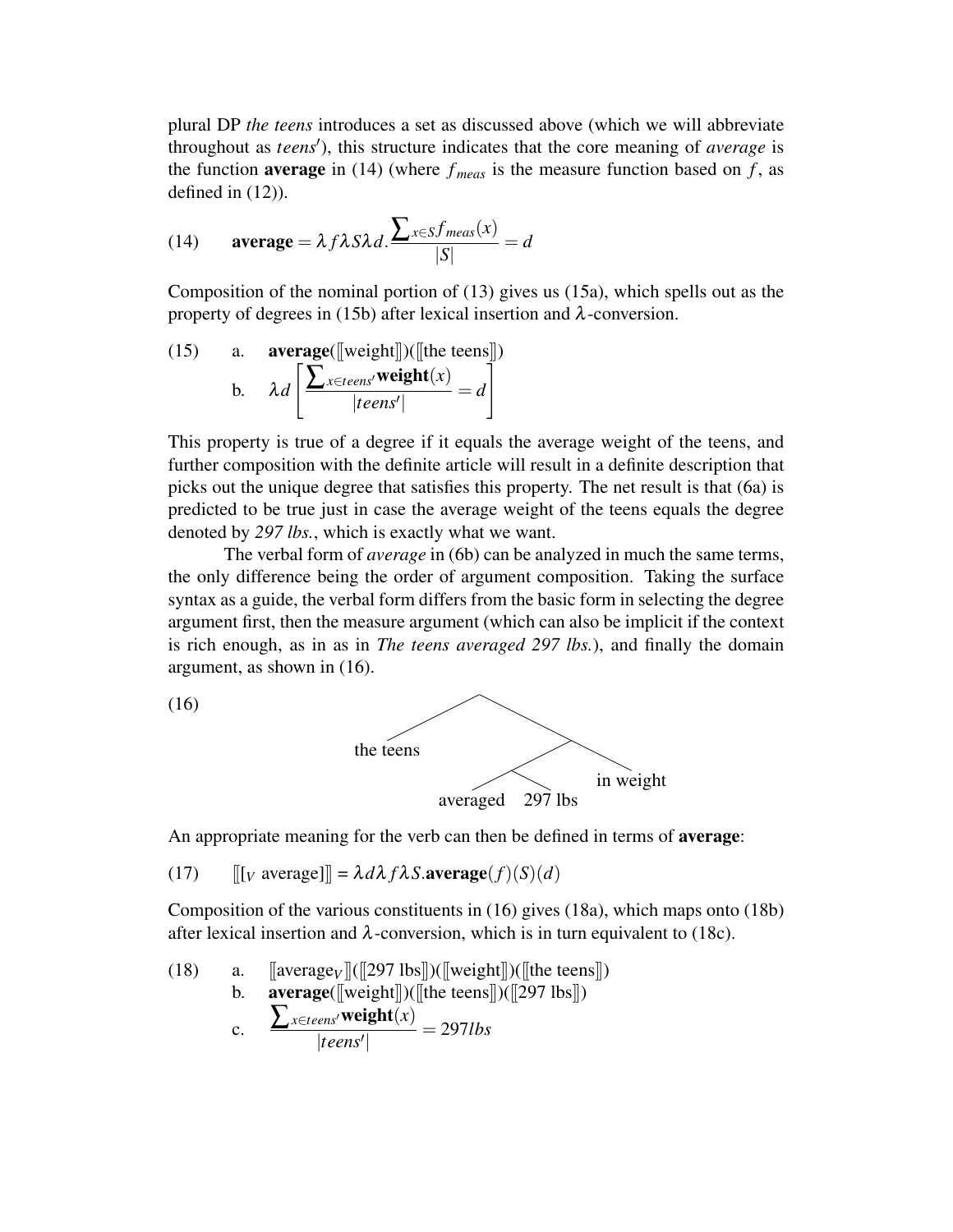plural DP *the teens* introduces a set as discussed above (which we will abbreviate throughout as $teens'$), this structure indicates that the core meaning of *average* is the function **average** in (14) (where $f_{meas}$ is the measure function based on $f$, as defined in (12)).

(14) $$\textbf{average} = \lambda f \lambda S \lambda d. \frac{\sum_{x \in S} f_{meas}(x)}{|S|} = d$$

Composition of the nominal portion of (13) gives us (15a), which spells out as the property of degrees in (15b) after lexical insertion and $\lambda$-conversion.

(15) a. $\textbf{average}([\![\text{weight}]\!])([\![\text{the teens}]\!])$

b. $$\lambda d \left[ \frac{\sum_{x \in teens'} \textbf{weight}(x)}{|teens'|} = d \right]$$

This property is true of a degree if it equals the average weight of the teens, and further composition with the definite article will result in a definite description that picks out the unique degree that satisfies this property. The net result is that (6a) is predicted to be true just in case the average weight of the teens equals the degree denoted by *297 lbs.*, which is exactly what we want.

The verbal form of *average* in (6b) can be analyzed in much the same terms, the only difference being the order of argument composition. Taking the surface syntax as a guide, the verbal form differs from the basic form in selecting the degree argument first, then the measure argument (which can also be implicit if the context is rich enough, as in as in *The teens averaged 297 lbs.*), and finally the domain argument, as shown in (16).

(16) [the teens [[averaged 297 lbs] in weight]]

```
        /\
       /  \
 the teens  /\
           /  \
          /\   in weight
         /  \
  averaged  297 lbs
```

An appropriate meaning for the verb can then be defined in terms of **average**:

(17) $[\![[_V \text{ average}]]\!] = \lambda d \lambda f \lambda S.\textbf{average}(f)(S)(d)$

Composition of the various constituents in (16) gives (18a), which maps onto (18b) after lexical insertion and $\lambda$-conversion, which is in turn equivalent to (18c).

(18) a. $[\![\text{average}_V]\!]([\![\text{297 lbs}]\!])([\![\text{weight}]\!])([\![\text{the teens}]\!])$

b. $\textbf{average}([\![\text{weight}]\!])([\![\text{the teens}]\!])([\![\text{297 lbs}]\!])$

c. $$\frac{\sum_{x \in teens'} \textbf{weight}(x)}{|teens'|} = 297lbs$$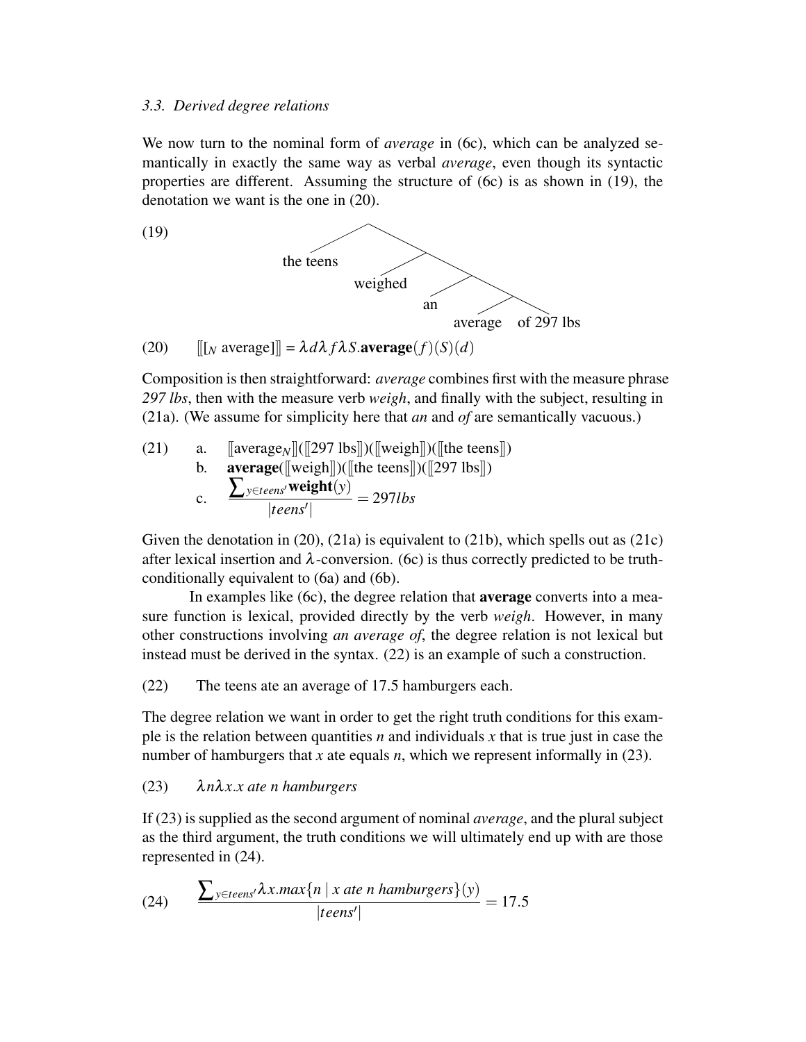*3.3. Derived degree relations*

We now turn to the nominal form of *average* in (6c), which can be analyzed semantically in exactly the same way as verbal *average*, even though its syntactic properties are different. Assuming the structure of (6c) is as shown in (19), the denotation we want is the one in (20).

(19) [the teens [weighed [an [average [of 297 lbs]]]]]

(20) $[\![[_N \text{ average}]]\!] = \lambda d \lambda f \lambda S.\textbf{average}(f)(S)(d)$

Composition is then straightforward: *average* combines first with the measure phrase *297 lbs*, then with the measure verb *weigh*, and finally with the subject, resulting in (21a). (We assume for simplicity here that *an* and *of* are semantically vacuous.)

(21) a. $[\![\text{average}_N]\!]([\![297 \text{ lbs}]\!])([\![\text{weigh}]\!])([\![\text{the teens}]\!])$

b. $\textbf{average}([\![\text{weigh}]\!])([\![\text{the teens}]\!])([\![297 \text{ lbs}]\!])$

c. $$\frac{\sum_{y \in teens'} \textbf{weight}(y)}{|teens'|} = 297lbs$$

Given the denotation in (20), (21a) is equivalent to (21b), which spells out as (21c) after lexical insertion and $\lambda$-conversion. (6c) is thus correctly predicted to be truth-conditionally equivalent to (6a) and (6b).

In examples like (6c), the degree relation that **average** converts into a measure function is lexical, provided directly by the verb *weigh*. However, in many other constructions involving *an average of*, the degree relation is not lexical but instead must be derived in the syntax. (22) is an example of such a construction.

(22) The teens ate an average of 17.5 hamburgers each.

The degree relation we want in order to get the right truth conditions for this example is the relation between quantities *n* and individuals *x* that is true just in case the number of hamburgers that *x* ate equals *n*, which we represent informally in (23).

(23) $\lambda n \lambda x.x \textit{ ate n hamburgers}$

If (23) is supplied as the second argument of nominal *average*, and the plural subject as the third argument, the truth conditions we will ultimately end up with are those represented in (24).

(24) $$\frac{\sum_{y \in teens'} \lambda x.max\{n \mid x \textit{ ate n hamburgers}\}(y)}{|teens'|} = 17.5$$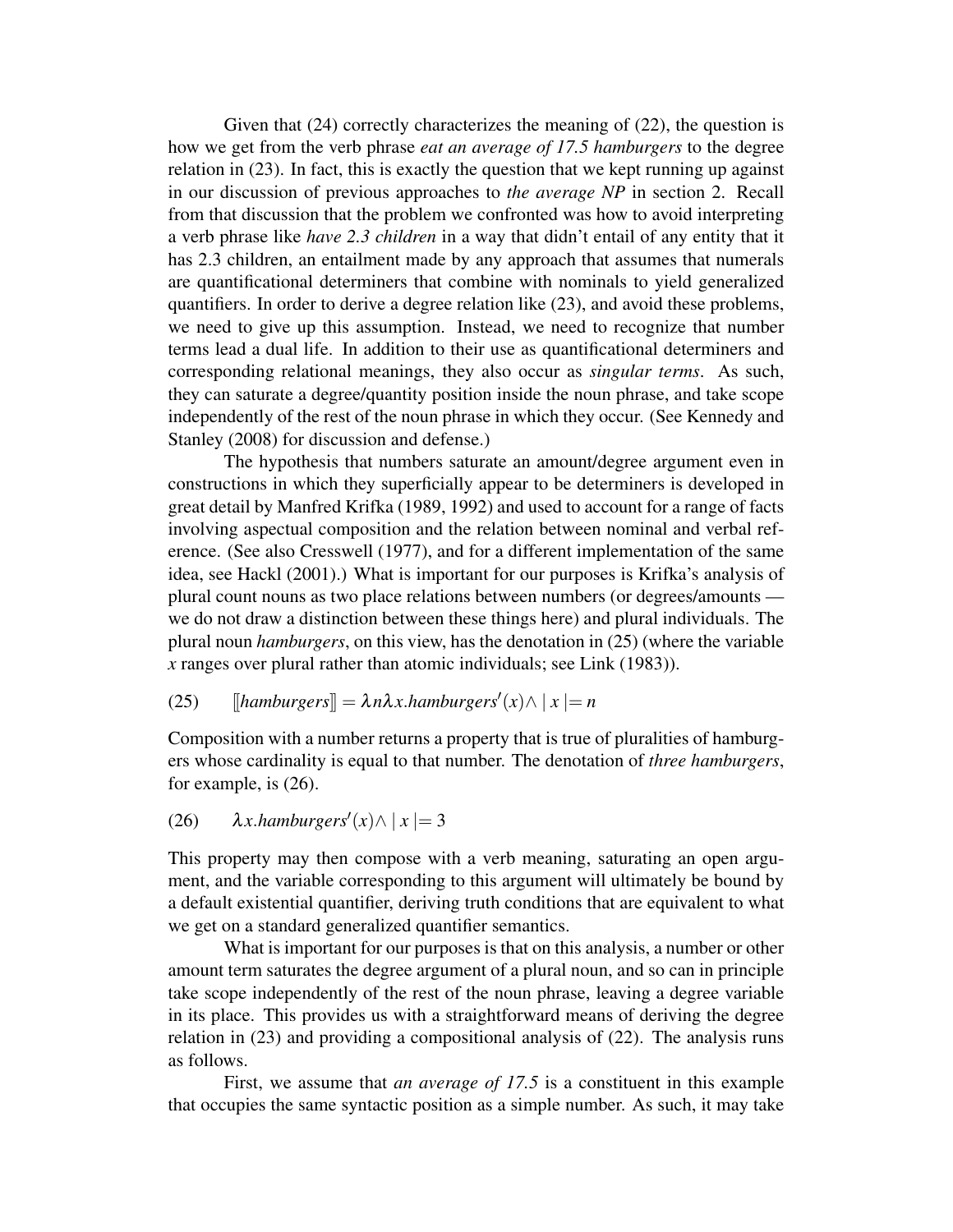Given that (24) correctly characterizes the meaning of (22), the question is how we get from the verb phrase *eat an average of 17.5 hamburgers* to the degree relation in (23). In fact, this is exactly the question that we kept running up against in our discussion of previous approaches to *the average NP* in section 2. Recall from that discussion that the problem we confronted was how to avoid interpreting a verb phrase like *have 2.3 children* in a way that didn't entail of any entity that it has 2.3 children, an entailment made by any approach that assumes that numerals are quantificational determiners that combine with nominals to yield generalized quantifiers. In order to derive a degree relation like (23), and avoid these problems, we need to give up this assumption. Instead, we need to recognize that number terms lead a dual life. In addition to their use as quantificational determiners and corresponding relational meanings, they also occur as *singular terms*. As such, they can saturate a degree/quantity position inside the noun phrase, and take scope independently of the rest of the noun phrase in which they occur. (See Kennedy and Stanley (2008) for discussion and defense.)

The hypothesis that numbers saturate an amount/degree argument even in constructions in which they superficially appear to be determiners is developed in great detail by Manfred Krifka (1989, 1992) and used to account for a range of facts involving aspectual composition and the relation between nominal and verbal reference. (See also Cresswell (1977), and for a different implementation of the same idea, see Hackl (2001).) What is important for our purposes is Krifka's analysis of plural count nouns as two place relations between numbers (or degrees/amounts — we do not draw a distinction between these things here) and plural individuals. The plural noun *hamburgers*, on this view, has the denotation in (25) (where the variable $x$ ranges over plural rather than atomic individuals; see Link (1983)).

(25) $[\![hamburgers]\!] = \lambda n \lambda x.hamburgers'(x) \wedge \mid x \mid = n$

Composition with a number returns a property that is true of pluralities of hamburgers whose cardinality is equal to that number. The denotation of *three hamburgers*, for example, is (26).

(26) $\lambda x.hamburgers'(x) \wedge \mid x \mid = 3$

This property may then compose with a verb meaning, saturating an open argument, and the variable corresponding to this argument will ultimately be bound by a default existential quantifier, deriving truth conditions that are equivalent to what we get on a standard generalized quantifier semantics.

What is important for our purposes is that on this analysis, a number or other amount term saturates the degree argument of a plural noun, and so can in principle take scope independently of the rest of the noun phrase, leaving a degree variable in its place. This provides us with a straightforward means of deriving the degree relation in (23) and providing a compositional analysis of (22). The analysis runs as follows.

First, we assume that *an average of 17.5* is a constituent in this example that occupies the same syntactic position as a simple number. As such, it may take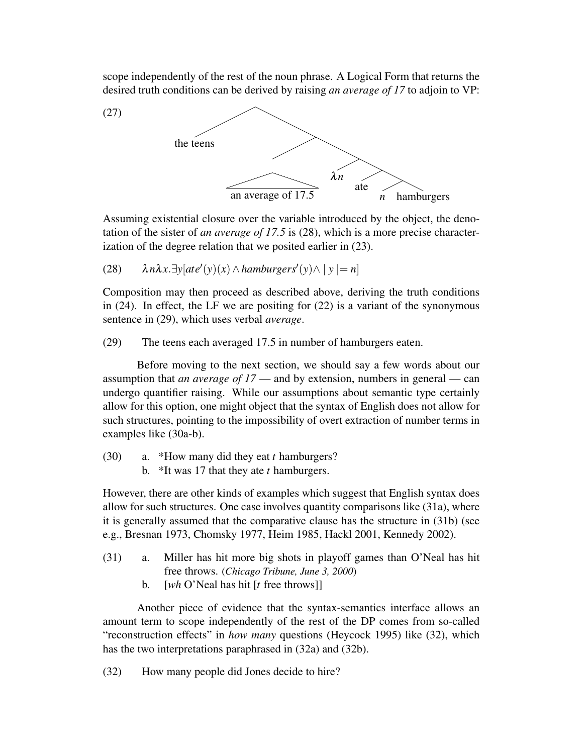scope independently of the rest of the noun phrase. A Logical Form that returns the desired truth conditions can be derived by raising *an average of 17* to adjoin to VP:

(27)

```
[ the teens [ [an average of 17.5] [ λn [ ate [ n hamburgers ] ] ] ] ]
```

Assuming existential closure over the variable introduced by the object, the denotation of the sister of *an average of 17.5* is (28), which is a more precise characterization of the degree relation that we posited earlier in (23).

(28) $\lambda n \lambda x . \exists y [ate'(y)(x) \wedge hamburgers'(y) \wedge \mid y \mid = n]$

Composition may then proceed as described above, deriving the truth conditions in (24). In effect, the LF we are positing for (22) is a variant of the synonymous sentence in (29), which uses verbal *average*.

(29) The teens each averaged 17.5 in number of hamburgers eaten.

Before moving to the next section, we should say a few words about our assumption that *an average of 17* — and by extension, numbers in general — can undergo quantifier raising. While our assumptions about semantic type certainly allow for this option, one might object that the syntax of English does not allow for such structures, pointing to the impossibility of overt extraction of number terms in examples like (30a-b).

(30) a. *How many did they eat *t* hamburgers?
 b. *It was 17 that they ate *t* hamburgers.

However, there are other kinds of examples which suggest that English syntax does allow for such structures. One case involves quantity comparisons like (31a), where it is generally assumed that the comparative clause has the structure in (31b) (see e.g., Bresnan 1973, Chomsky 1977, Heim 1985, Hackl 2001, Kennedy 2002).

(31) a. Miller has hit more big shots in playoff games than O'Neal has hit free throws. (*Chicago Tribune, June 3, 2000*)
 b. [*wh* O'Neal has hit [*t* free throws]]

Another piece of evidence that the syntax-semantics interface allows an amount term to scope independently of the rest of the DP comes from so-called "reconstruction effects" in *how many* questions (Heycock 1995) like (32), which has the two interpretations paraphrased in (32a) and (32b).

(32) How many people did Jones decide to hire?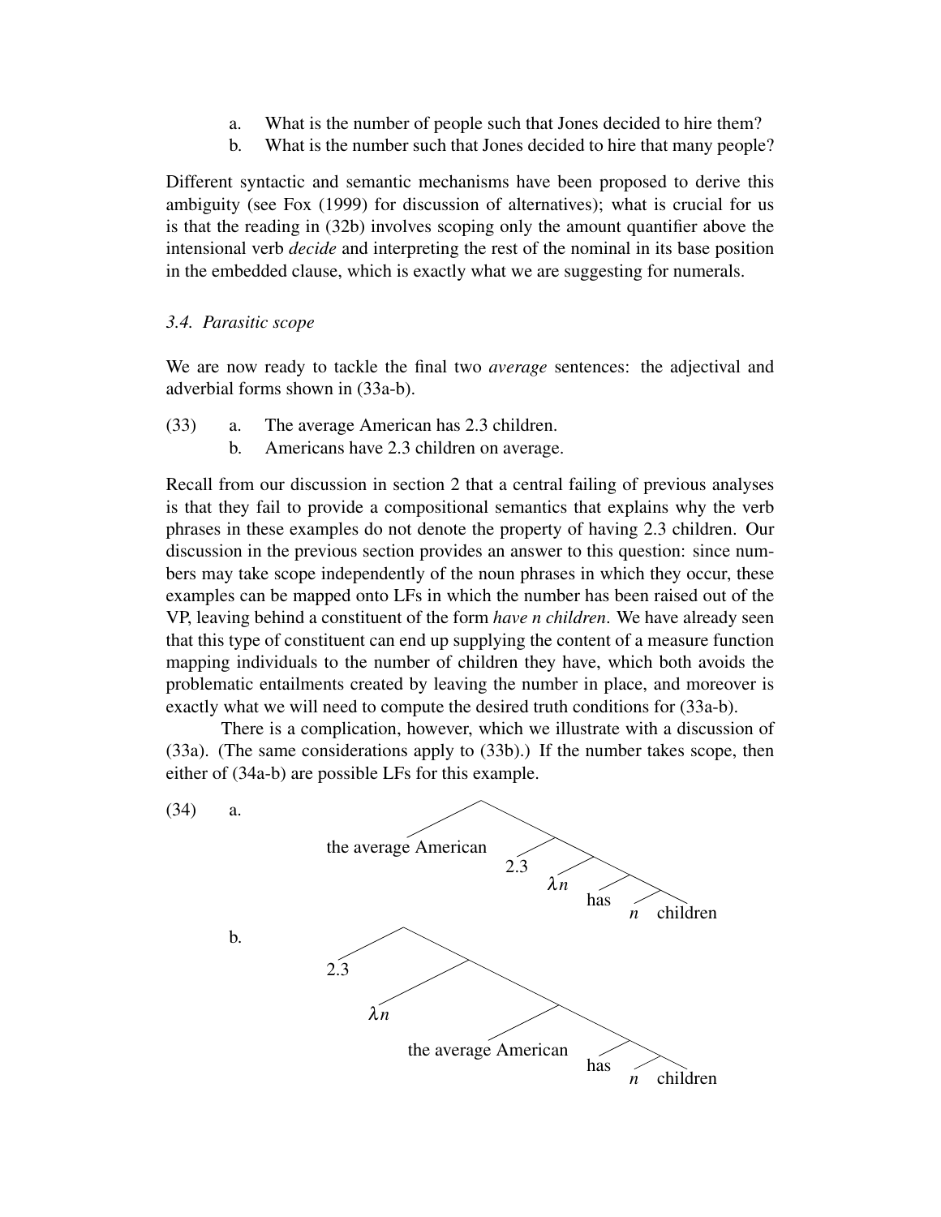a. What is the number of people such that Jones decided to hire them?
b. What is the number such that Jones decided to hire that many people?

Different syntactic and semantic mechanisms have been proposed to derive this ambiguity (see Fox (1999) for discussion of alternatives); what is crucial for us is that the reading in (32b) involves scoping only the amount quantifier above the intensional verb *decide* and interpreting the rest of the nominal in its base position in the embedded clause, which is exactly what we are suggesting for numerals.

### *3.4. Parasitic scope*

We are now ready to tackle the final two *average* sentences: the adjectival and adverbial forms shown in (33a-b).

(33) a. The average American has 2.3 children.
b. Americans have 2.3 children on average.

Recall from our discussion in section 2 that a central failing of previous analyses is that they fail to provide a compositional semantics that explains why the verb phrases in these examples do not denote the property of having 2.3 children. Our discussion in the previous section provides an answer to this question: since numbers may take scope independently of the noun phrases in which they occur, these examples can be mapped onto LFs in which the number has been raised out of the VP, leaving behind a constituent of the form *have n children*. We have already seen that this type of constituent can end up supplying the content of a measure function mapping individuals to the number of children they have, which both avoids the problematic entailments created by leaving the number in place, and moreover is exactly what we will need to compute the desired truth conditions for (33a-b).

There is a complication, however, which we illustrate with a discussion of (33a). (The same considerations apply to (33b).) If the number takes scope, then either of (34a-b) are possible LFs for this example.

(34) a. [the average American [2.3 [$\lambda n$ [has [$n$ children]]]]]

b. [2.3 [$\lambda n$ [the average American [has [$n$ children]]]]]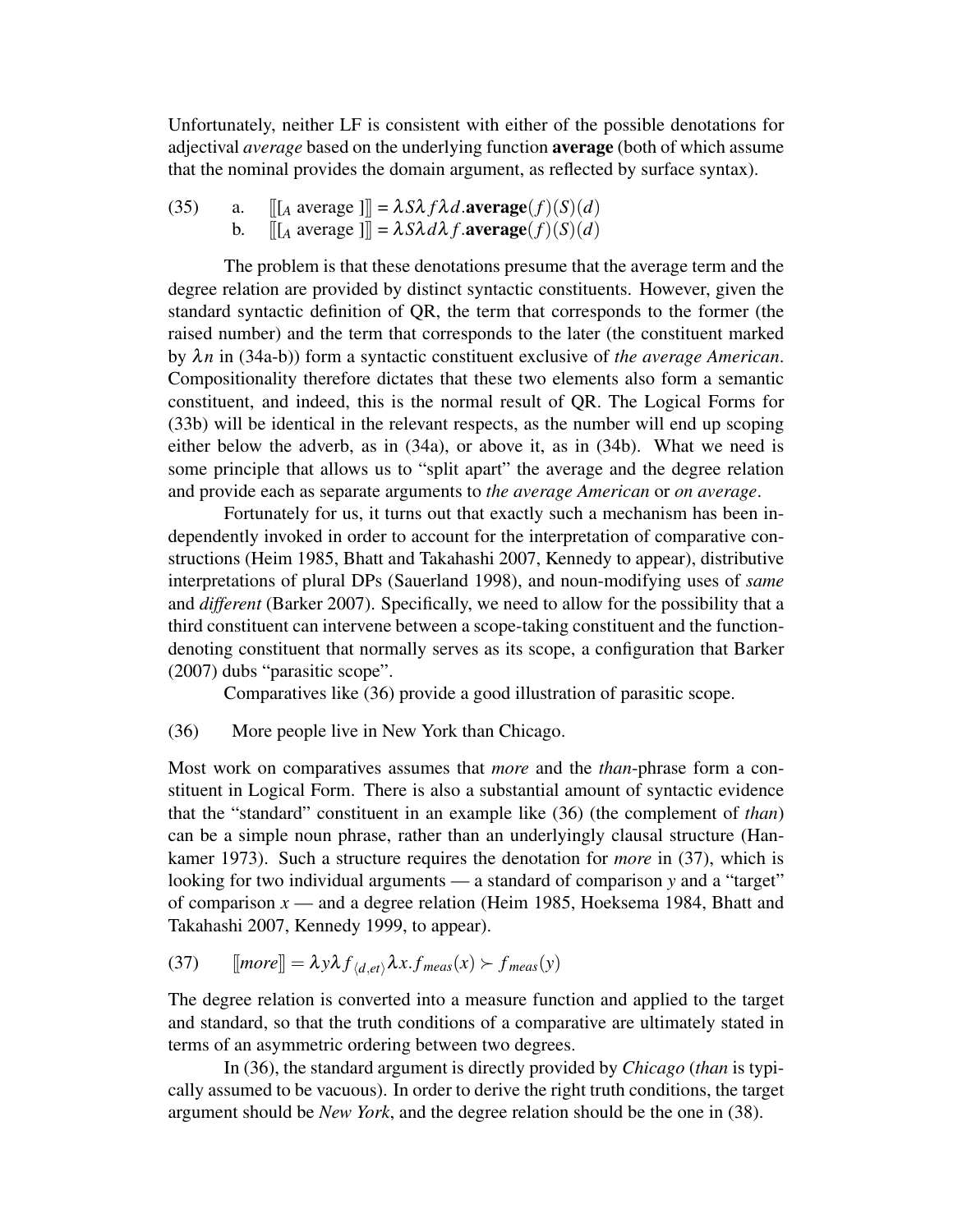Unfortunately, neither LF is consistent with either of the possible denotations for adjectival *average* based on the underlying function **average** (both of which assume that the nominal provides the domain argument, as reflected by surface syntax).

(35) a. $[\![[_A \text{ average }]]\!] = \lambda S \lambda f \lambda d.\textbf{average}(f)(S)(d)$
  b. $[\![[_A \text{ average }]]\!] = \lambda S \lambda d \lambda f.\textbf{average}(f)(S)(d)$

The problem is that these denotations presume that the average term and the degree relation are provided by distinct syntactic constituents. However, given the standard syntactic definition of QR, the term that corresponds to the former (the raised number) and the term that corresponds to the later (the constituent marked by $\lambda n$ in (34a-b)) form a syntactic constituent exclusive of *the average American*. Compositionality therefore dictates that these two elements also form a semantic constituent, and indeed, this is the normal result of QR. The Logical Forms for (33b) will be identical in the relevant respects, as the number will end up scoping either below the adverb, as in (34a), or above it, as in (34b). What we need is some principle that allows us to "split apart" the average and the degree relation and provide each as separate arguments to *the average American* or *on average*.

Fortunately for us, it turns out that exactly such a mechanism has been independently invoked in order to account for the interpretation of comparative constructions (Heim 1985, Bhatt and Takahashi 2007, Kennedy to appear), distributive interpretations of plural DPs (Sauerland 1998), and noun-modifying uses of *same* and *different* (Barker 2007). Specifically, we need to allow for the possibility that a third constituent can intervene between a scope-taking constituent and the function-denoting constituent that normally serves as its scope, a configuration that Barker (2007) dubs "parasitic scope".

Comparatives like (36) provide a good illustration of parasitic scope.

(36) More people live in New York than Chicago.

Most work on comparatives assumes that *more* and the *than*-phrase form a constituent in Logical Form. There is also a substantial amount of syntactic evidence that the "standard" constituent in an example like (36) (the complement of *than*) can be a simple noun phrase, rather than an underlyingly clausal structure (Hankamer 1973). Such a structure requires the denotation for *more* in (37), which is looking for two individual arguments — a standard of comparison $y$ and a "target" of comparison $x$ — and a degree relation (Heim 1985, Hoeksema 1984, Bhatt and Takahashi 2007, Kennedy 1999, to appear).

(37) $[\![more]\!] = \lambda y \lambda f_{\langle d,et \rangle} \lambda x. f_{meas}(x) \succ f_{meas}(y)$

The degree relation is converted into a measure function and applied to the target and standard, so that the truth conditions of a comparative are ultimately stated in terms of an asymmetric ordering between two degrees.

In (36), the standard argument is directly provided by *Chicago* (*than* is typically assumed to be vacuous). In order to derive the right truth conditions, the target argument should be *New York*, and the degree relation should be the one in (38).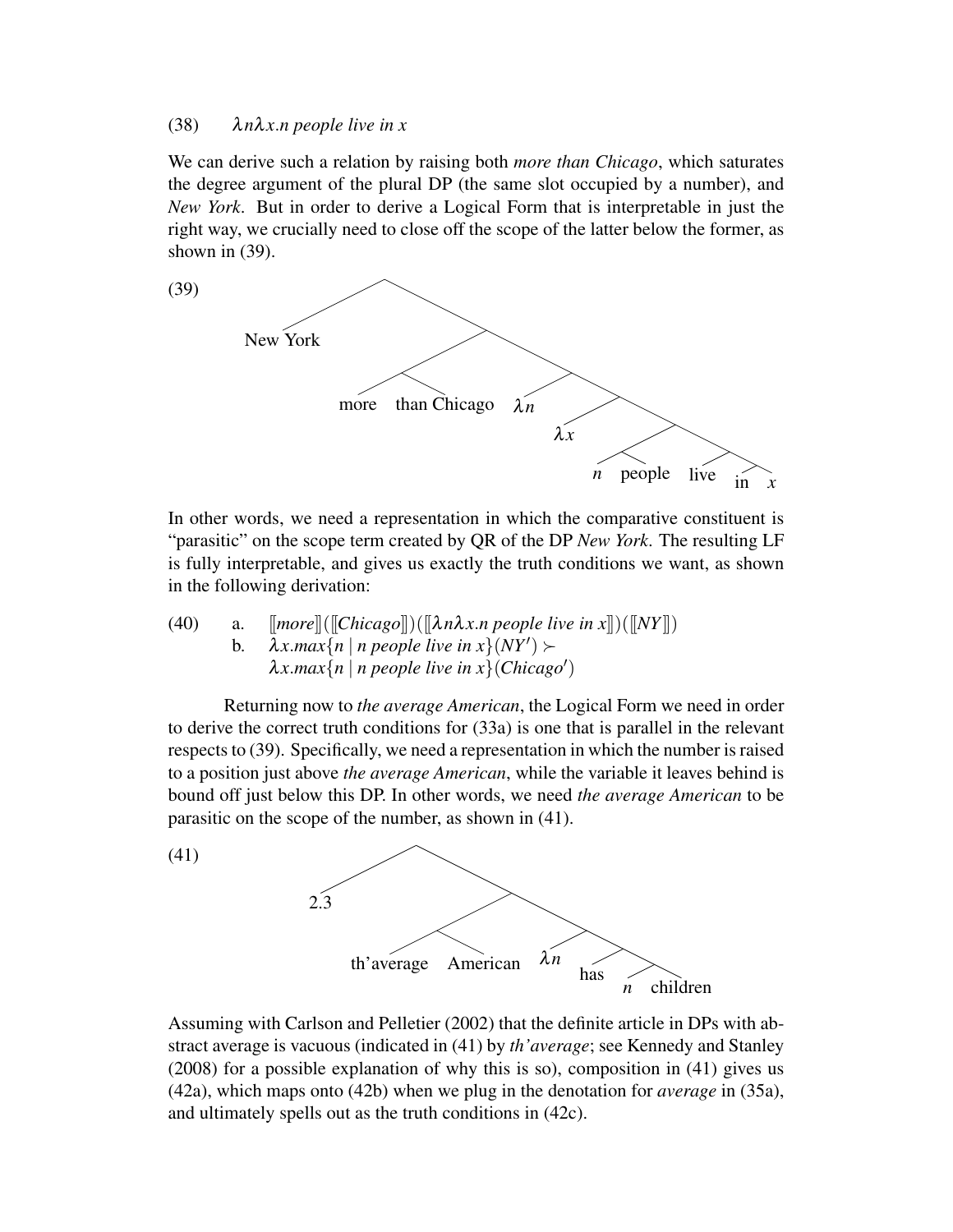(38) $\lambda n \lambda x.n$ *people live in x*

We can derive such a relation by raising both *more than Chicago*, which saturates the degree argument of the plural DP (the same slot occupied by a number), and *New York*. But in order to derive a Logical Form that is interpretable in just the right way, we crucially need to close off the scope of the latter below the former, as shown in (39).

(39)

```
[ New York [ [ more [ than Chicago ] ] [ λn [ λx [ [ n people ] [ live [ in x ] ] ] ] ] ] ]
```

In other words, we need a representation in which the comparative constituent is "parasitic" on the scope term created by QR of the DP *New York*. The resulting LF is fully interpretable, and gives us exactly the truth conditions we want, as shown in the following derivation:

(40) a. $[\![more]\!]([\![Chicago]\!])([\![\lambda n \lambda x.n \text{ people live in } x]\!])([\![NY]\!])$

b. $\lambda x.max\{n \mid n \text{ people live in } x\}(NY') \succ$
$\lambda x.max\{n \mid n \text{ people live in } x\}(Chicago')$

Returning now to *the average American*, the Logical Form we need in order to derive the correct truth conditions for (33a) is one that is parallel in the relevant respects to (39). Specifically, we need a representation in which the number is raised to a position just above *the average American*, while the variable it leaves behind is bound off just below this DP. In other words, we need *the average American* to be parasitic on the scope of the number, as shown in (41).

(41)

```
[ 2.3 [ [ th'average American ] [ λn [ has [ n children ] ] ] ] ]
```

Assuming with Carlson and Pelletier (2002) that the definite article in DPs with abstract average is vacuous (indicated in (41) by *th'average*; see Kennedy and Stanley (2008) for a possible explanation of why this is so), composition in (41) gives us (42a), which maps onto (42b) when we plug in the denotation for *average* in (35a), and ultimately spells out as the truth conditions in (42c).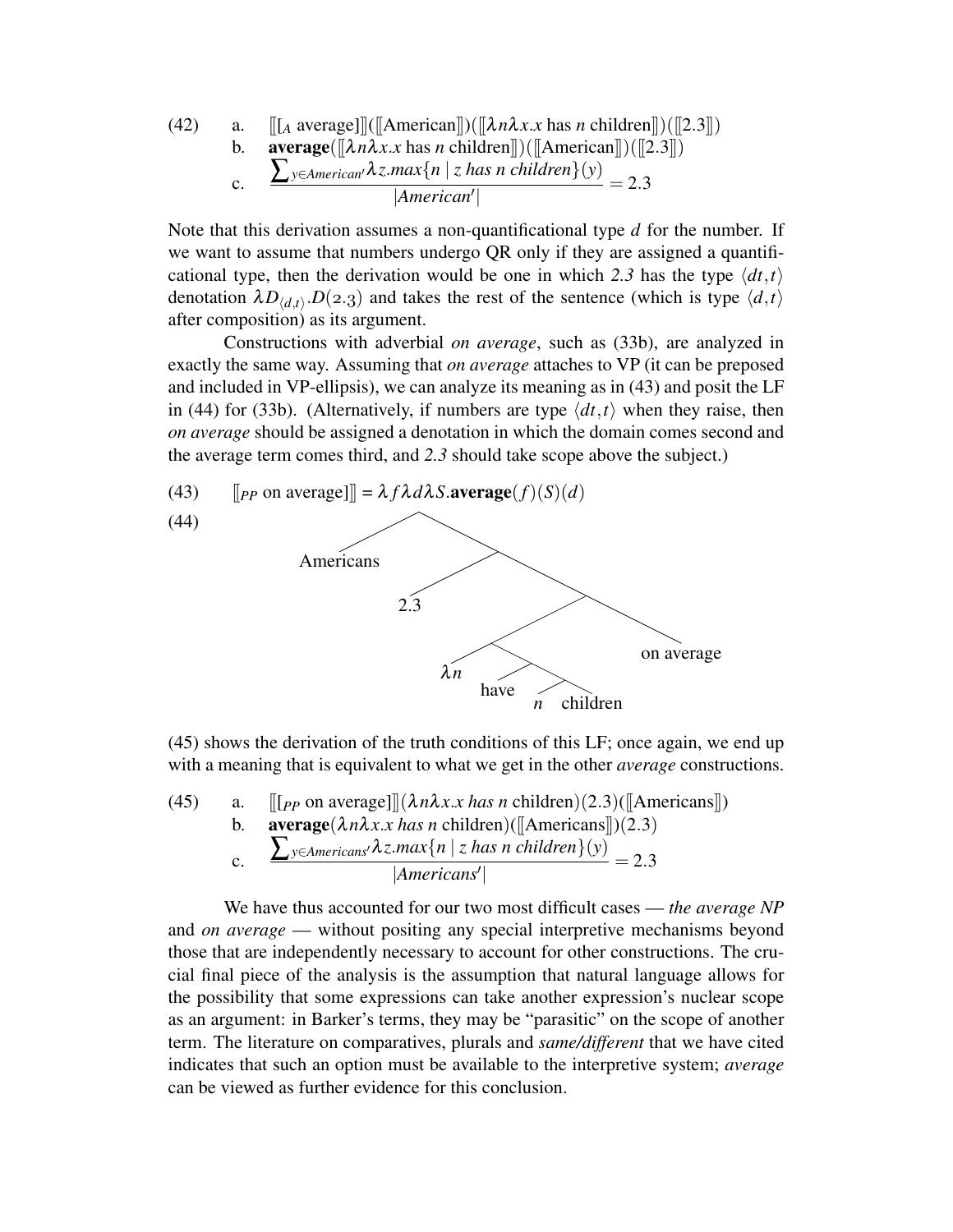(42) a. $[\![[_A \text{ average}]]\!]([\![\text{American}]\!])([\![\lambda n \lambda x.x \text{ has } n \text{ children}]\!])([\![2.3]\!])$

b. $\textbf{average}([\![\lambda n \lambda x.x \text{ has } n \text{ children}]\!])([\![\text{American}]\!])([\![2.3]\!])$

c. $$\frac{\sum_{y \in American'} \lambda z.max\{n \mid z \text{ has } n \text{ children}\}(y)}{|American'|} = 2.3$$

Note that this derivation assumes a non-quantificational type *d* for the number. If we want to assume that numbers undergo QR only if they are assigned a quantificational type, then the derivation would be one in which *2.3* has the type $\langle dt, t \rangle$ denotation $\lambda D_{\langle d,t \rangle}.D(2.3)$ and takes the rest of the sentence (which is type $\langle d, t \rangle$ after composition) as its argument.

Constructions with adverbial *on average*, such as (33b), are analyzed in exactly the same way. Assuming that *on average* attaches to VP (it can be preposed and included in VP-ellipsis), we can analyze its meaning as in (43) and posit the LF in (44) for (33b). (Alternatively, if numbers are type $\langle dt, t \rangle$ when they raise, then *on average* should be assigned a denotation in which the domain comes second and the average term comes third, and *2.3* should take scope above the subject.)

(43) $[\![_{PP} \text{ on average}]\!] = \lambda f \lambda d \lambda S.\textbf{average}(f)(S)(d)$

(44) [Americans [2.3 [[$\lambda n$ [have [$n$ children]]] on average]]]

(45) shows the derivation of the truth conditions of this LF; once again, we end up with a meaning that is equivalent to what we get in the other *average* constructions.

(45) a. $[\![[_{PP} \text{ on average}]]\!](\lambda n \lambda x.x \text{ has } n \text{ children})(2.3)([\![\text{Americans}]\!])$

b. $\textbf{average}(\lambda n \lambda x.x \text{ has } n \text{ children})([\![\text{Americans}]\!])(2.3)$

c. $$\frac{\sum_{y \in Americans'} \lambda z.max\{n \mid z \text{ has } n \text{ children}\}(y)}{|Americans'|} = 2.3$$

We have thus accounted for our two most difficult cases — *the average NP* and *on average* — without positing any special interpretive mechanisms beyond those that are independently necessary to account for other constructions. The crucial final piece of the analysis is the assumption that natural language allows for the possibility that some expressions can take another expression's nuclear scope as an argument: in Barker's terms, they may be "parasitic" on the scope of another term. The literature on comparatives, plurals and *same/different* that we have cited indicates that such an option must be available to the interpretive system; *average* can be viewed as further evidence for this conclusion.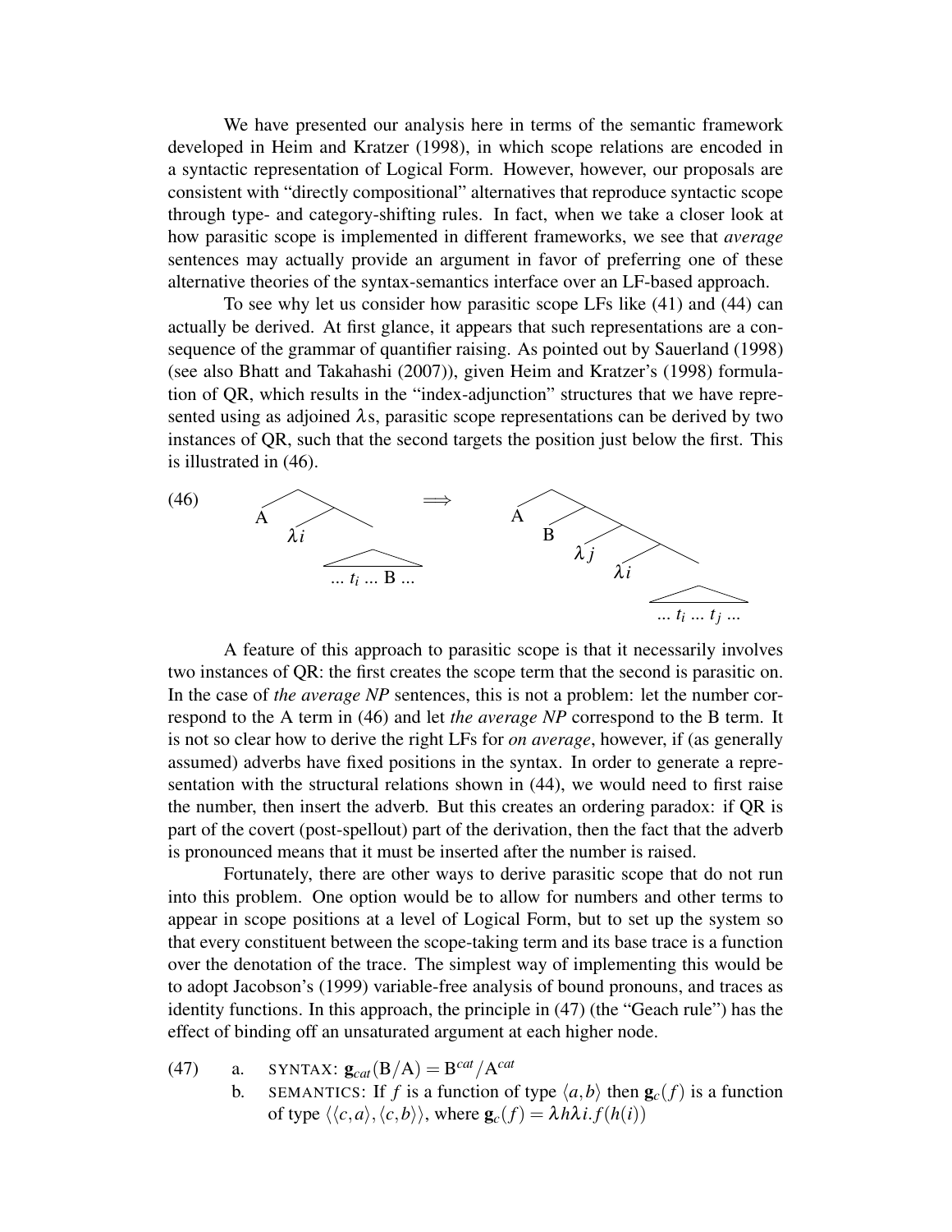We have presented our analysis here in terms of the semantic framework developed in Heim and Kratzer (1998), in which scope relations are encoded in a syntactic representation of Logical Form. However, however, our proposals are consistent with "directly compositional" alternatives that reproduce syntactic scope through type- and category-shifting rules. In fact, when we take a closer look at how parasitic scope is implemented in different frameworks, we see that *average* sentences may actually provide an argument in favor of preferring one of these alternative theories of the syntax-semantics interface over an LF-based approach.

To see why let us consider how parasitic scope LFs like (41) and (44) can actually be derived. At first glance, it appears that such representations are a consequence of the grammar of quantifier raising. As pointed out by Sauerland (1998) (see also Bhatt and Takahashi (2007)), given Heim and Kratzer's (1998) formulation of QR, which results in the "index-adjunction" structures that we have represented using as adjoined $\lambda$s, parasitic scope representations can be derived by two instances of QR, such that the second targets the position just below the first. This is illustrated in (46).

(46) [A [$\lambda i$ [... $t_i$ ... B ...]]] $\Longrightarrow$ [A [B [$\lambda j$ [$\lambda i$ [... $t_i$ ... $t_j$ ...]]]]]

A feature of this approach to parasitic scope is that it necessarily involves two instances of QR: the first creates the scope term that the second is parasitic on. In the case of *the average NP* sentences, this is not a problem: let the number correspond to the A term in (46) and let *the average NP* correspond to the B term. It is not so clear how to derive the right LFs for *on average*, however, if (as generally assumed) adverbs have fixed positions in the syntax. In order to generate a representation with the structural relations shown in (44), we would need to first raise the number, then insert the adverb. But this creates an ordering paradox: if QR is part of the covert (post-spellout) part of the derivation, then the fact that the adverb is pronounced means that it must be inserted after the number is raised.

Fortunately, there are other ways to derive parasitic scope that do not run into this problem. One option would be to allow for numbers and other terms to appear in scope positions at a level of Logical Form, but to set up the system so that every constituent between the scope-taking term and its base trace is a function over the denotation of the trace. The simplest way of implementing this would be to adopt Jacobson's (1999) variable-free analysis of bound pronouns, and traces as identity functions. In this approach, the principle in (47) (the "Geach rule") has the effect of binding off an unsaturated argument at each higher node.

(47)
a. SYNTAX: $\mathbf{g}_{cat}(\mathrm{B/A}) = \mathrm{B}^{cat}/\mathrm{A}^{cat}$
b. SEMANTICS: If $f$ is a function of type $\langle a,b\rangle$ then $\mathbf{g}_c(f)$ is a function of type $\langle\langle c,a\rangle,\langle c,b\rangle\rangle$, where $\mathbf{g}_c(f) = \lambda h \lambda i. f(h(i))$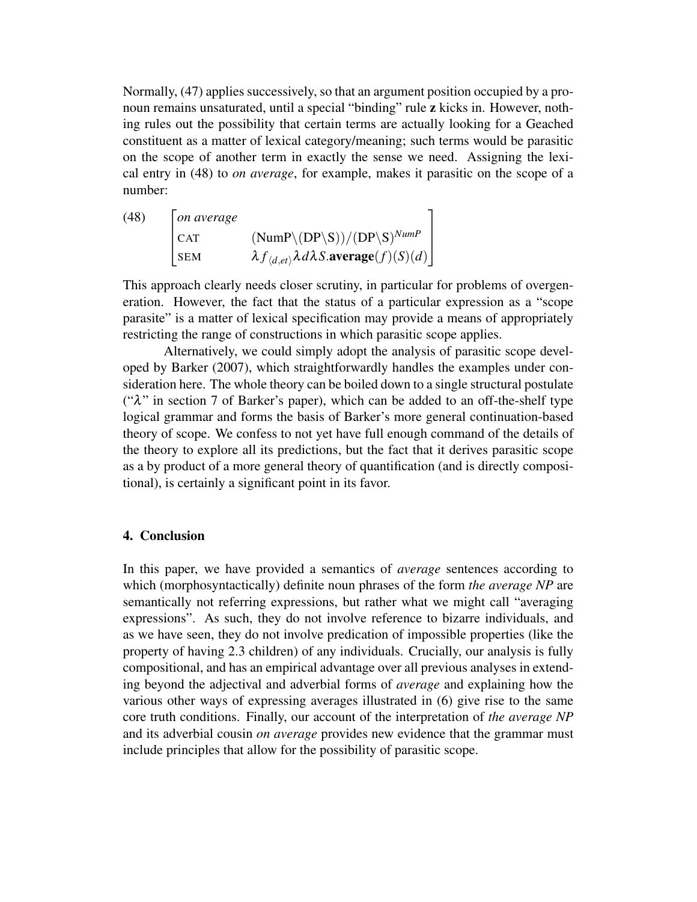Normally, (47) applies successively, so that an argument position occupied by a pronoun remains unsaturated, until a special "binding" rule **z** kicks in. However, nothing rules out the possibility that certain terms are actually looking for a Geached constituent as a matter of lexical category/meaning; such terms would be parasitic on the scope of another term in exactly the sense we need. Assigning the lexical entry in (48) to *on average*, for example, makes it parasitic on the scope of a number:

(48)
$$\begin{bmatrix} \textit{on average} & \\ \text{CAT} & (\text{NumP}\backslash(\text{DP}\backslash\text{S}))/(\text{DP}\backslash\text{S})^{NumP} \\ \text{SEM} & \lambda f_{\langle d,et\rangle}\lambda d\lambda S.\textbf{average}(f)(S)(d) \end{bmatrix}$$

This approach clearly needs closer scrutiny, in particular for problems of overgeneration. However, the fact that the status of a particular expression as a "scope parasite" is a matter of lexical specification may provide a means of appropriately restricting the range of constructions in which parasitic scope applies.

Alternatively, we could simply adopt the analysis of parasitic scope developed by Barker (2007), which straightforwardly handles the examples under consideration here. The whole theory can be boiled down to a single structural postulate ("$\lambda$" in section 7 of Barker's paper), which can be added to an off-the-shelf type logical grammar and forms the basis of Barker's more general continuation-based theory of scope. We confess to not yet have full enough command of the details of the theory to explore all its predictions, but the fact that it derives parasitic scope as a by product of a more general theory of quantification (and is directly compositional), is certainly a significant point in its favor.

## 4. Conclusion

In this paper, we have provided a semantics of *average* sentences according to which (morphosyntactically) definite noun phrases of the form *the average NP* are semantically not referring expressions, but rather what we might call "averaging expressions". As such, they do not involve reference to bizarre individuals, and as we have seen, they do not involve predication of impossible properties (like the property of having 2.3 children) of any individuals. Crucially, our analysis is fully compositional, and has an empirical advantage over all previous analyses in extending beyond the adjectival and adverbial forms of *average* and explaining how the various other ways of expressing averages illustrated in (6) give rise to the same core truth conditions. Finally, our account of the interpretation of *the average NP* and its adverbial cousin *on average* provides new evidence that the grammar must include principles that allow for the possibility of parasitic scope.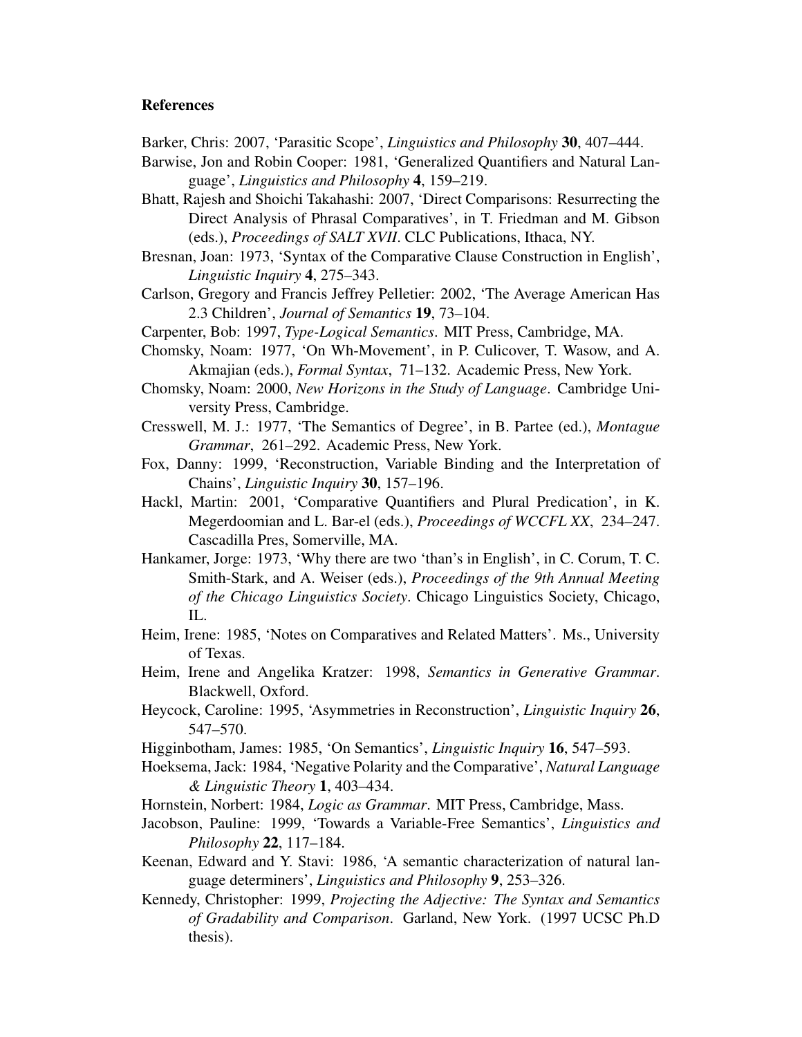**References**

Barker, Chris: 2007, 'Parasitic Scope', *Linguistics and Philosophy* **30**, 407–444.

Barwise, Jon and Robin Cooper: 1981, 'Generalized Quantifiers and Natural Language', *Linguistics and Philosophy* **4**, 159–219.

Bhatt, Rajesh and Shoichi Takahashi: 2007, 'Direct Comparisons: Resurrecting the Direct Analysis of Phrasal Comparatives', in T. Friedman and M. Gibson (eds.), *Proceedings of SALT XVII*. CLC Publications, Ithaca, NY.

Bresnan, Joan: 1973, 'Syntax of the Comparative Clause Construction in English', *Linguistic Inquiry* **4**, 275–343.

Carlson, Gregory and Francis Jeffrey Pelletier: 2002, 'The Average American Has 2.3 Children', *Journal of Semantics* **19**, 73–104.

Carpenter, Bob: 1997, *Type-Logical Semantics*. MIT Press, Cambridge, MA.

Chomsky, Noam: 1977, 'On Wh-Movement', in P. Culicover, T. Wasow, and A. Akmajian (eds.), *Formal Syntax*, 71–132. Academic Press, New York.

Chomsky, Noam: 2000, *New Horizons in the Study of Language*. Cambridge University Press, Cambridge.

Cresswell, M. J.: 1977, 'The Semantics of Degree', in B. Partee (ed.), *Montague Grammar*, 261–292. Academic Press, New York.

Fox, Danny: 1999, 'Reconstruction, Variable Binding and the Interpretation of Chains', *Linguistic Inquiry* **30**, 157–196.

Hackl, Martin: 2001, 'Comparative Quantifiers and Plural Predication', in K. Megerdoomian and L. Bar-el (eds.), *Proceedings of WCCFL XX*, 234–247. Cascadilla Pres, Somerville, MA.

Hankamer, Jorge: 1973, 'Why there are two 'than's in English', in C. Corum, T. C. Smith-Stark, and A. Weiser (eds.), *Proceedings of the 9th Annual Meeting of the Chicago Linguistics Society*. Chicago Linguistics Society, Chicago, IL.

Heim, Irene: 1985, 'Notes on Comparatives and Related Matters'. Ms., University of Texas.

Heim, Irene and Angelika Kratzer: 1998, *Semantics in Generative Grammar*. Blackwell, Oxford.

Heycock, Caroline: 1995, 'Asymmetries in Reconstruction', *Linguistic Inquiry* **26**, 547–570.

Higginbotham, James: 1985, 'On Semantics', *Linguistic Inquiry* **16**, 547–593.

Hoeksema, Jack: 1984, 'Negative Polarity and the Comparative', *Natural Language & Linguistic Theory* **1**, 403–434.

Hornstein, Norbert: 1984, *Logic as Grammar*. MIT Press, Cambridge, Mass.

Jacobson, Pauline: 1999, 'Towards a Variable-Free Semantics', *Linguistics and Philosophy* **22**, 117–184.

Keenan, Edward and Y. Stavi: 1986, 'A semantic characterization of natural language determiners', *Linguistics and Philosophy* **9**, 253–326.

Kennedy, Christopher: 1999, *Projecting the Adjective: The Syntax and Semantics of Gradability and Comparison*. Garland, New York. (1997 UCSC Ph.D thesis).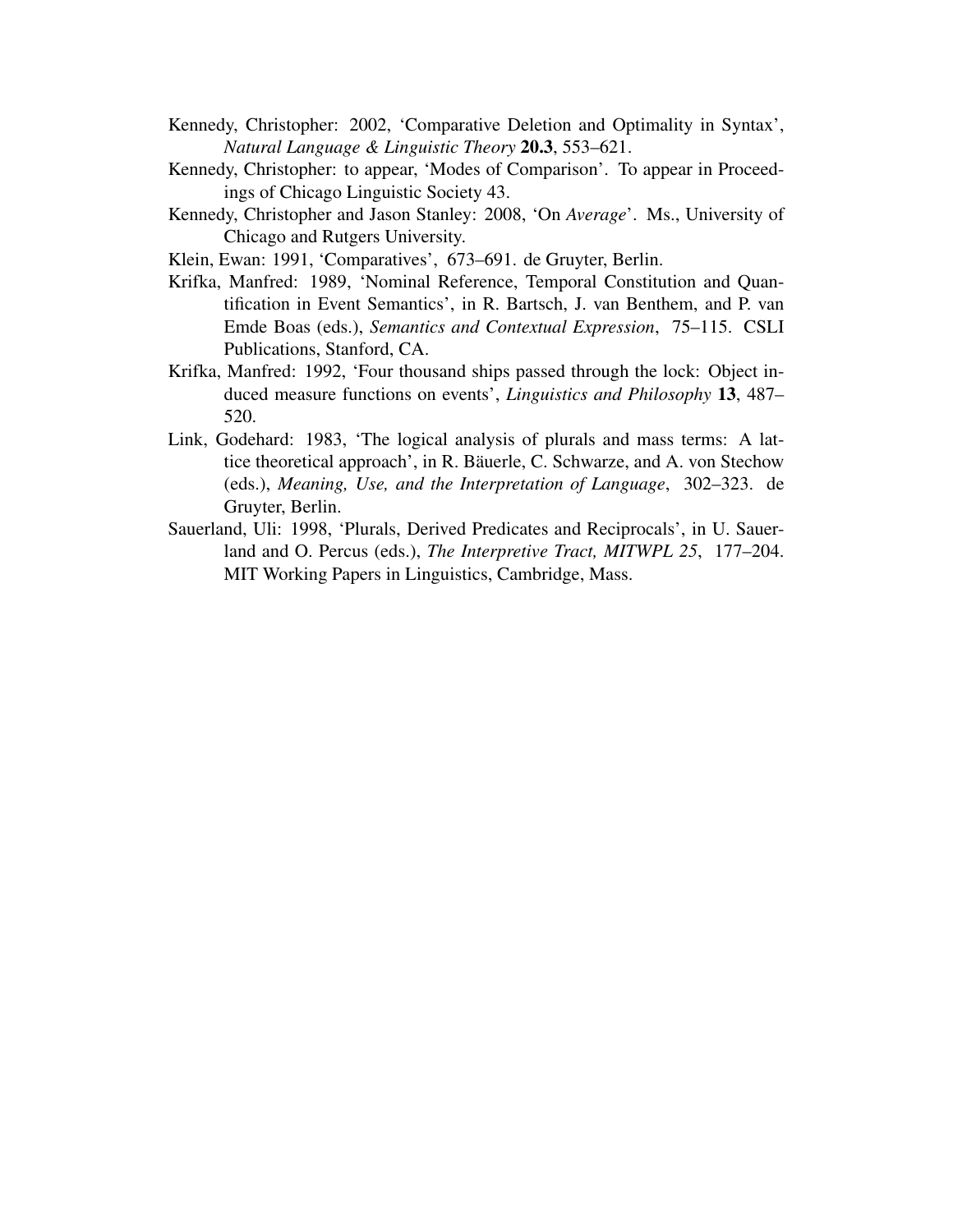Kennedy, Christopher: 2002, 'Comparative Deletion and Optimality in Syntax', *Natural Language & Linguistic Theory* **20.3**, 553–621.

Kennedy, Christopher: to appear, 'Modes of Comparison'. To appear in Proceedings of Chicago Linguistic Society 43.

Kennedy, Christopher and Jason Stanley: 2008, 'On *Average*'. Ms., University of Chicago and Rutgers University.

Klein, Ewan: 1991, 'Comparatives', 673–691. de Gruyter, Berlin.

Krifka, Manfred: 1989, 'Nominal Reference, Temporal Constitution and Quantification in Event Semantics', in R. Bartsch, J. van Benthem, and P. van Emde Boas (eds.), *Semantics and Contextual Expression*, 75–115. CSLI Publications, Stanford, CA.

Krifka, Manfred: 1992, 'Four thousand ships passed through the lock: Object induced measure functions on events', *Linguistics and Philosophy* **13**, 487–520.

Link, Godehard: 1983, 'The logical analysis of plurals and mass terms: A lattice theoretical approach', in R. Bäuerle, C. Schwarze, and A. von Stechow (eds.), *Meaning, Use, and the Interpretation of Language*, 302–323. de Gruyter, Berlin.

Sauerland, Uli: 1998, 'Plurals, Derived Predicates and Reciprocals', in U. Sauerland and O. Percus (eds.), *The Interpretive Tract, MITWPL 25*, 177–204. MIT Working Papers in Linguistics, Cambridge, Mass.